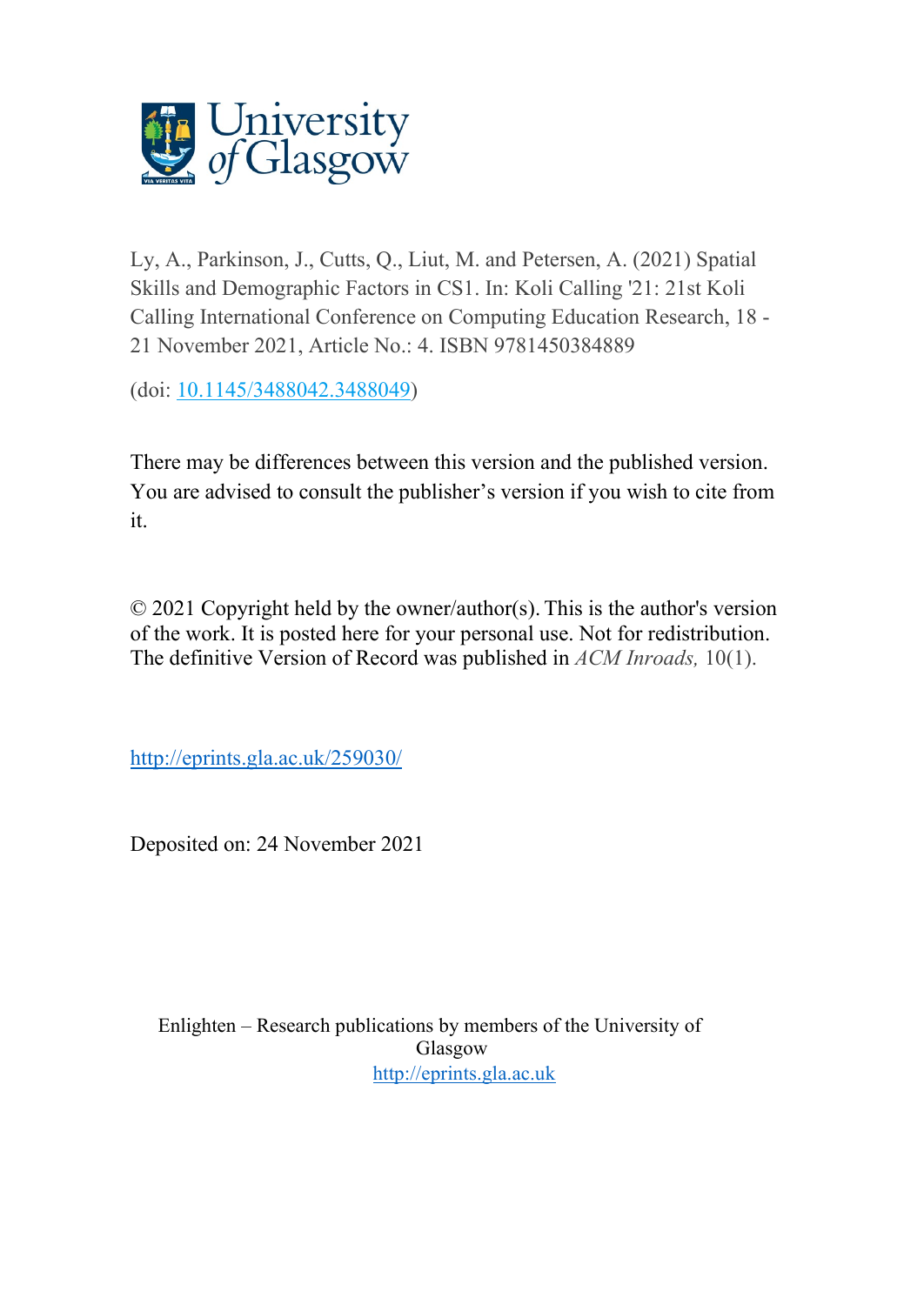University of Glasgow

Ly, A., Parkinson, J., Cutts, Q., Liut, M. and Petersen, A. (2021) Spatial Skills and Demographic Factors in CS1. In: Koli Calling '21: 21st Koli Calling International Conference on Computing Education Research, 18 - 21 November 2021, Article No.: 4. ISBN 9781450384889

(doi: [10.1145/3488042.3488049](https://doi.org/10.1145/3488042.3488049))

There may be differences between this version and the published version. You are advised to consult the publisher's version if you wish to cite from it.

© 2021 Copyright held by the owner/author(s). This is the author's version of the work. It is posted here for your personal use. Not for redistribution. The definitive Version of Record was published in *ACM Inroads,* 10(1).

<http://eprints.gla.ac.uk/259030/>

Deposited on: 24 November 2021

Enlighten – Research publications by members of the University of Glasgow
<http://eprints.gla.ac.uk>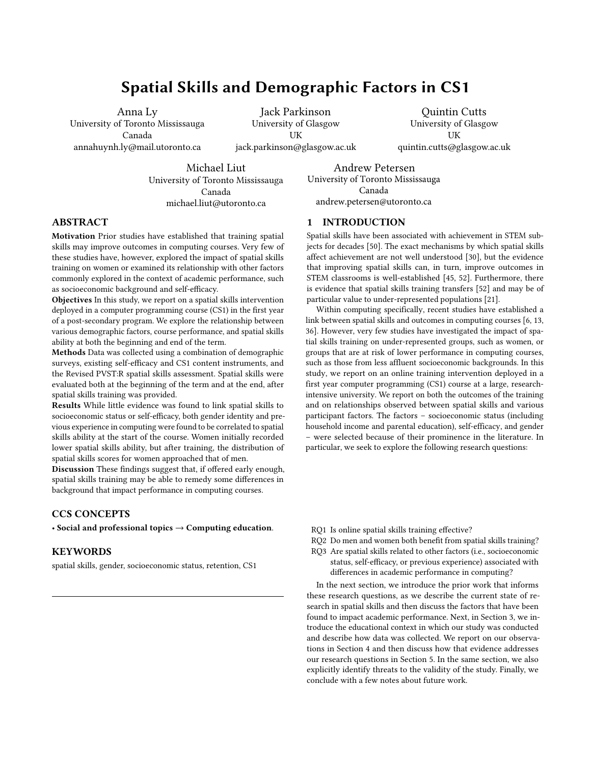# Spatial Skills and Demographic Factors in CS1

Anna Ly
University of Toronto Mississauga
Canada
annahuynh.ly@mail.utoronto.ca

Jack Parkinson
University of Glasgow
UK
jack.parkinson@glasgow.ac.uk

Quintin Cutts
University of Glasgow
UK
quintin.cutts@glasgow.ac.uk

Michael Liut
University of Toronto Mississauga
Canada
michael.liut@utoronto.ca

Andrew Petersen
University of Toronto Mississauga
Canada
andrew.petersen@utoronto.ca

## ABSTRACT

**Motivation** Prior studies have established that training spatial skills may improve outcomes in computing courses. Very few of these studies have, however, explored the impact of spatial skills training on women or examined its relationship with other factors commonly explored in the context of academic performance, such as socioeconomic background and self-efficacy.

**Objectives** In this study, we report on a spatial skills intervention deployed in a computer programming course (CS1) in the first year of a post-secondary program. We explore the relationship between various demographic factors, course performance, and spatial skills ability at both the beginning and end of the term.

**Methods** Data was collected using a combination of demographic surveys, existing self-efficacy and CS1 content instruments, and the Revised PVST:R spatial skills assessment. Spatial skills were evaluated both at the beginning of the term and at the end, after spatial skills training was provided.

**Results** While little evidence was found to link spatial skills to socioeconomic status or self-efficacy, both gender identity and previous experience in computing were found to be correlated to spatial skills ability at the start of the course. Women initially recorded lower spatial skills ability, but after training, the distribution of spatial skills scores for women approached that of men.

**Discussion** These findings suggest that, if offered early enough, spatial skills training may be able to remedy some differences in background that impact performance in computing courses.

## CCS CONCEPTS

• **Social and professional topics** → **Computing education**.

## KEYWORDS

spatial skills, gender, socioeconomic status, retention, CS1

## 1 INTRODUCTION

Spatial skills have been associated with achievement in STEM subjects for decades [50]. The exact mechanisms by which spatial skills affect achievement are not well understood [30], but the evidence that improving spatial skills can, in turn, improve outcomes in STEM classrooms is well-established [45, 52]. Furthermore, there is evidence that spatial skills training transfers [52] and may be of particular value to under-represented populations [21].

Within computing specifically, recent studies have established a link between spatial skills and outcomes in computing courses [6, 13, 36]. However, very few studies have investigated the impact of spatial skills training on under-represented groups, such as women, or groups that are at risk of lower performance in computing courses, such as those from less affluent socioeconomic backgrounds. In this study, we report on an online training intervention deployed in a first year computer programming (CS1) course at a large, research-intensive university. We report on both the outcomes of the training and on relationships observed between spatial skills and various participant factors. The factors – socioeconomic status (including household income and parental education), self-efficacy, and gender – were selected because of their prominence in the literature. In particular, we seek to explore the following research questions:

- RQ1 Is online spatial skills training effective?
- RQ2 Do men and women both benefit from spatial skills training?
- RQ3 Are spatial skills related to other factors (i.e., socioeconomic status, self-efficacy, or previous experience) associated with differences in academic performance in computing?

In the next section, we introduce the prior work that informs these research questions, as we describe the current state of research in spatial skills and then discuss the factors that have been found to impact academic performance. Next, in Section 3, we introduce the educational context in which our study was conducted and describe how data was collected. We report on our observations in Section 4 and then discuss how that evidence addresses our research questions in Section 5. In the same section, we also explicitly identify threats to the validity of the study. Finally, we conclude with a few notes about future work.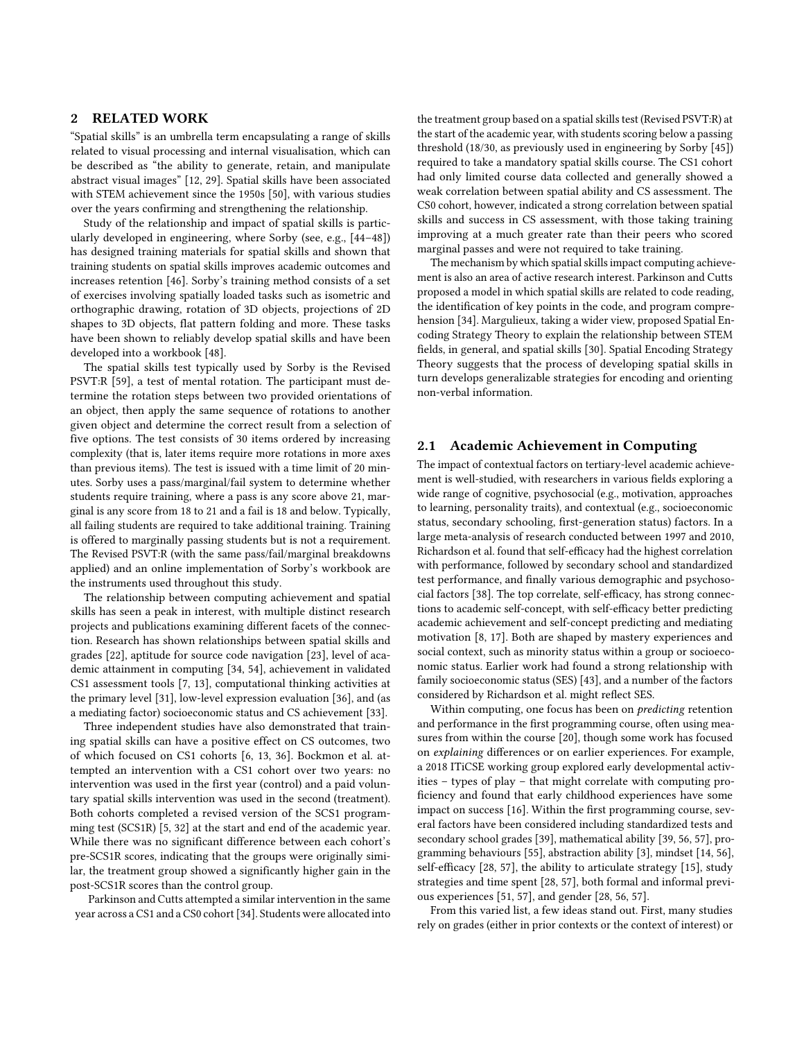## 2 RELATED WORK

"Spatial skills" is an umbrella term encapsulating a range of skills related to visual processing and internal visualisation, which can be described as "the ability to generate, retain, and manipulate abstract visual images" [12, 29]. Spatial skills have been associated with STEM achievement since the 1950s [50], with various studies over the years confirming and strengthening the relationship.

Study of the relationship and impact of spatial skills is particularly developed in engineering, where Sorby (see, e.g., [44–48]) has designed training materials for spatial skills and shown that training students on spatial skills improves academic outcomes and increases retention [46]. Sorby's training method consists of a set of exercises involving spatially loaded tasks such as isometric and orthographic drawing, rotation of 3D objects, projections of 2D shapes to 3D objects, flat pattern folding and more. These tasks have been shown to reliably develop spatial skills and have been developed into a workbook [48].

The spatial skills test typically used by Sorby is the Revised PSVT:R [59], a test of mental rotation. The participant must determine the rotation steps between two provided orientations of an object, then apply the same sequence of rotations to another given object and determine the correct result from a selection of five options. The test consists of 30 items ordered by increasing complexity (that is, later items require more rotations in more axes than previous items). The test is issued with a time limit of 20 minutes. Sorby uses a pass/marginal/fail system to determine whether students require training, where a pass is any score above 21, marginal is any score from 18 to 21 and a fail is 18 and below. Typically, all failing students are required to take additional training. Training is offered to marginally passing students but is not a requirement. The Revised PSVT:R (with the same pass/fail/marginal breakdowns applied) and an online implementation of Sorby's workbook are the instruments used throughout this study.

The relationship between computing achievement and spatial skills has seen a peak in interest, with multiple distinct research projects and publications examining different facets of the connection. Research has shown relationships between spatial skills and grades [22], aptitude for source code navigation [23], level of academic attainment in computing [34, 54], achievement in validated CS1 assessment tools [7, 13], computational thinking activities at the primary level [31], low-level expression evaluation [36], and (as a mediating factor) socioeconomic status and CS achievement [33].

Three independent studies have also demonstrated that training spatial skills can have a positive effect on CS outcomes, two of which focused on CS1 cohorts [6, 13, 36]. Bockmon et al. attempted an intervention with a CS1 cohort over two years: no intervention was used in the first year (control) and a paid voluntary spatial skills intervention was used in the second (treatment). Both cohorts completed a revised version of the SCS1 programming test (SCS1R) [5, 32] at the start and end of the academic year. While there was no significant difference between each cohort's pre-SCS1R scores, indicating that the groups were originally similar, the treatment group showed a significantly higher gain in the post-SCS1R scores than the control group.

Parkinson and Cutts attempted a similar intervention in the same year across a CS1 and a CS0 cohort [34]. Students were allocated into the treatment group based on a spatial skills test (Revised PSVT:R) at the start of the academic year, with students scoring below a passing threshold (18/30, as previously used in engineering by Sorby [45]) required to take a mandatory spatial skills course. The CS1 cohort had only limited course data collected and generally showed a weak correlation between spatial ability and CS assessment. The CS0 cohort, however, indicated a strong correlation between spatial skills and success in CS assessment, with those taking training improving at a much greater rate than their peers who scored marginal passes and were not required to take training.

The mechanism by which spatial skills impact computing achievement is also an area of active research interest. Parkinson and Cutts proposed a model in which spatial skills are related to code reading, the identification of key points in the code, and program comprehension [34]. Margulieux, taking a wider view, proposed Spatial Encoding Strategy Theory to explain the relationship between STEM fields, in general, and spatial skills [30]. Spatial Encoding Strategy Theory suggests that the process of developing spatial skills in turn develops generalizable strategies for encoding and orienting non-verbal information.

### 2.1 Academic Achievement in Computing

The impact of contextual factors on tertiary-level academic achievement is well-studied, with researchers in various fields exploring a wide range of cognitive, psychosocial (e.g., motivation, approaches to learning, personality traits), and contextual (e.g., socioeconomic status, secondary schooling, first-generation status) factors. In a large meta-analysis of research conducted between 1997 and 2010, Richardson et al. found that self-efficacy had the highest correlation with performance, followed by secondary school and standardized test performance, and finally various demographic and psychosocial factors [38]. The top correlate, self-efficacy, has strong connections to academic self-concept, with self-efficacy better predicting academic achievement and self-concept predicting and mediating motivation [8, 17]. Both are shaped by mastery experiences and social context, such as minority status within a group or socioeconomic status. Earlier work had found a strong relationship with family socioeconomic status (SES) [43], and a number of the factors considered by Richardson et al. might reflect SES.

Within computing, one focus has been on *predicting* retention and performance in the first programming course, often using measures from within the course [20], though some work has focused on *explaining* differences or on earlier experiences. For example, a 2018 ITiCSE working group explored early developmental activities – types of play – that might correlate with computing proficiency and found that early childhood experiences have some impact on success [16]. Within the first programming course, several factors have been considered including standardized tests and secondary school grades [39], mathematical ability [39, 56, 57], programming behaviours [55], abstraction ability [3], mindset [14, 56], self-efficacy [28, 57], the ability to articulate strategy [15], study strategies and time spent [28, 57], both formal and informal previous experiences [51, 57], and gender [28, 56, 57].

From this varied list, a few ideas stand out. First, many studies rely on grades (either in prior contexts or the context of interest) or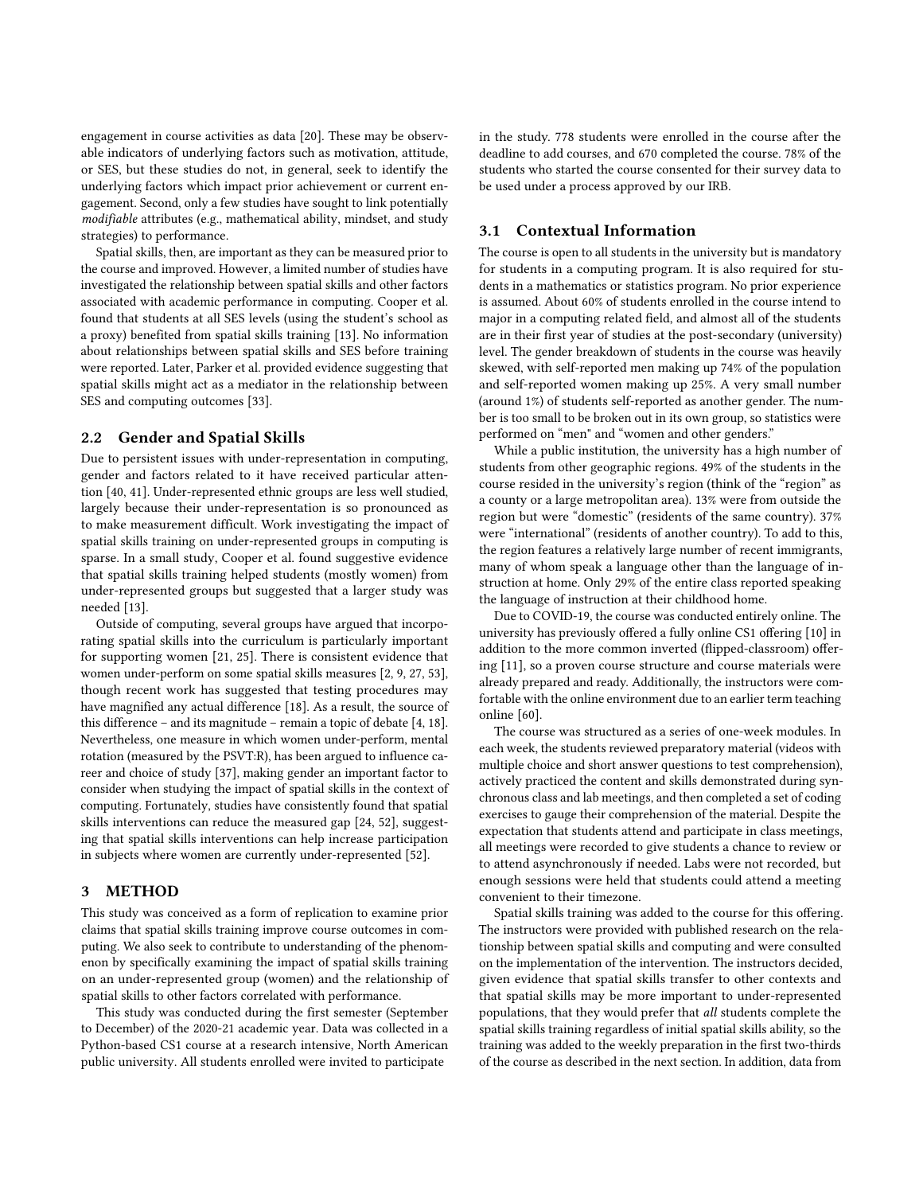engagement in course activities as data [20]. These may be observable indicators of underlying factors such as motivation, attitude, or SES, but these studies do not, in general, seek to identify the underlying factors which impact prior achievement or current engagement. Second, only a few studies have sought to link potentially *modifiable* attributes (e.g., mathematical ability, mindset, and study strategies) to performance.

Spatial skills, then, are important as they can be measured prior to the course and improved. However, a limited number of studies have investigated the relationship between spatial skills and other factors associated with academic performance in computing. Cooper et al. found that students at all SES levels (using the student's school as a proxy) benefited from spatial skills training [13]. No information about relationships between spatial skills and SES before training were reported. Later, Parker et al. provided evidence suggesting that spatial skills might act as a mediator in the relationship between SES and computing outcomes [33].

### 2.2 Gender and Spatial Skills

Due to persistent issues with under-representation in computing, gender and factors related to it have received particular attention [40, 41]. Under-represented ethnic groups are less well studied, largely because their under-representation is so pronounced as to make measurement difficult. Work investigating the impact of spatial skills training on under-represented groups in computing is sparse. In a small study, Cooper et al. found suggestive evidence that spatial skills training helped students (mostly women) from under-represented groups but suggested that a larger study was needed [13].

Outside of computing, several groups have argued that incorporating spatial skills into the curriculum is particularly important for supporting women [21, 25]. There is consistent evidence that women under-perform on some spatial skills measures [2, 9, 27, 53], though recent work has suggested that testing procedures may have magnified any actual difference [18]. As a result, the source of this difference – and its magnitude – remain a topic of debate [4, 18]. Nevertheless, one measure in which women under-perform, mental rotation (measured by the PSVT:R), has been argued to influence career and choice of study [37], making gender an important factor to consider when studying the impact of spatial skills in the context of computing. Fortunately, studies have consistently found that spatial skills interventions can reduce the measured gap [24, 52], suggesting that spatial skills interventions can help increase participation in subjects where women are currently under-represented [52].

## 3 METHOD

This study was conceived as a form of replication to examine prior claims that spatial skills training improve course outcomes in computing. We also seek to contribute to understanding of the phenomenon by specifically examining the impact of spatial skills training on an under-represented group (women) and the relationship of spatial skills to other factors correlated with performance.

This study was conducted during the first semester (September to December) of the 2020-21 academic year. Data was collected in a Python-based CS1 course at a research intensive, North American public university. All students enrolled were invited to participate in the study. 778 students were enrolled in the course after the deadline to add courses, and 670 completed the course. 78% of the students who started the course consented for their survey data to be used under a process approved by our IRB.

### 3.1 Contextual Information

The course is open to all students in the university but is mandatory for students in a computing program. It is also required for students in a mathematics or statistics program. No prior experience is assumed. About 60% of students enrolled in the course intend to major in a computing related field, and almost all of the students are in their first year of studies at the post-secondary (university) level. The gender breakdown of students in the course was heavily skewed, with self-reported men making up 74% of the population and self-reported women making up 25%. A very small number (around 1%) of students self-reported as another gender. The number is too small to be broken out in its own group, so statistics were performed on "men" and "women and other genders."

While a public institution, the university has a high number of students from other geographic regions. 49% of the students in the course resided in the university's region (think of the "region" as a county or a large metropolitan area). 13% were from outside the region but were "domestic" (residents of the same country). 37% were "international" (residents of another country). To add to this, the region features a relatively large number of recent immigrants, many of whom speak a language other than the language of instruction at home. Only 29% of the entire class reported speaking the language of instruction at their childhood home.

Due to COVID-19, the course was conducted entirely online. The university has previously offered a fully online CS1 offering [10] in addition to the more common inverted (flipped-classroom) offering [11], so a proven course structure and course materials were already prepared and ready. Additionally, the instructors were comfortable with the online environment due to an earlier term teaching online [60].

The course was structured as a series of one-week modules. In each week, the students reviewed preparatory material (videos with multiple choice and short answer questions to test comprehension), actively practiced the content and skills demonstrated during synchronous class and lab meetings, and then completed a set of coding exercises to gauge their comprehension of the material. Despite the expectation that students attend and participate in class meetings, all meetings were recorded to give students a chance to review or to attend asynchronously if needed. Labs were not recorded, but enough sessions were held that students could attend a meeting convenient to their timezone.

Spatial skills training was added to the course for this offering. The instructors were provided with published research on the relationship between spatial skills and computing and were consulted on the implementation of the intervention. The instructors decided, given evidence that spatial skills transfer to other contexts and that spatial skills may be more important to under-represented populations, that they would prefer that *all* students complete the spatial skills training regardless of initial spatial skills ability, so the training was added to the weekly preparation in the first two-thirds of the course as described in the next section. In addition, data from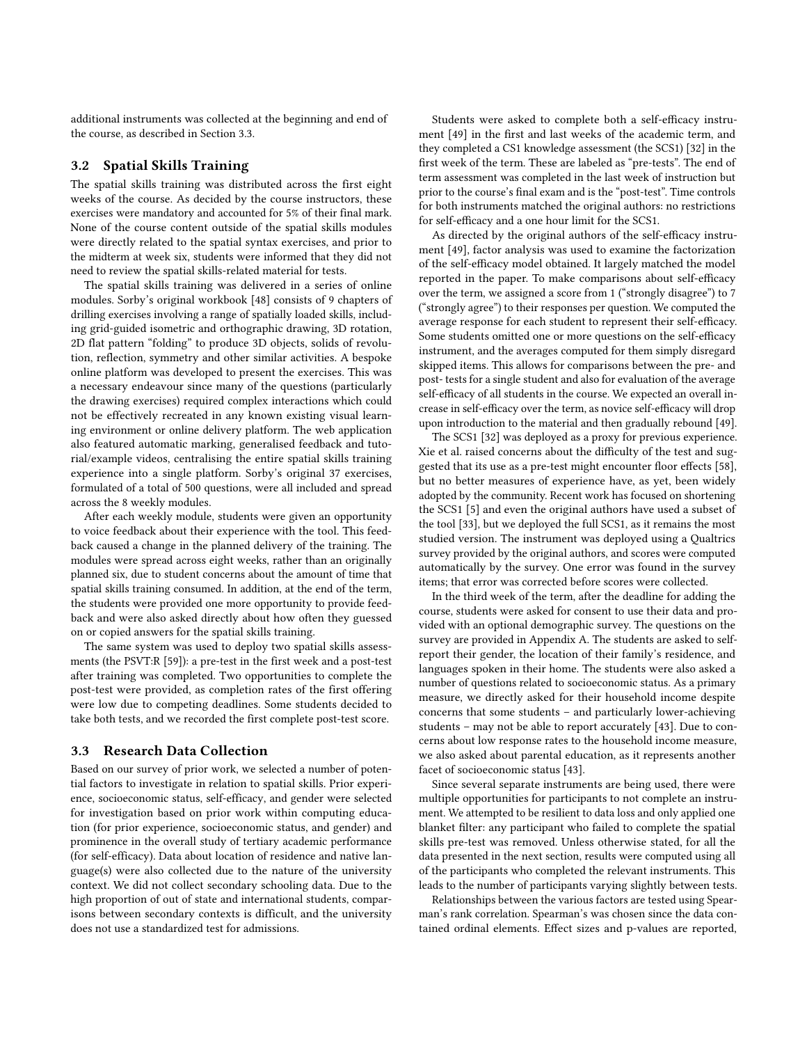additional instruments was collected at the beginning and end of the course, as described in Section 3.3.

### 3.2 Spatial Skills Training

The spatial skills training was distributed across the first eight weeks of the course. As decided by the course instructors, these exercises were mandatory and accounted for 5% of their final mark. None of the course content outside of the spatial skills modules were directly related to the spatial syntax exercises, and prior to the midterm at week six, students were informed that they did not need to review the spatial skills-related material for tests.

The spatial skills training was delivered in a series of online modules. Sorby's original workbook [48] consists of 9 chapters of drilling exercises involving a range of spatially loaded skills, including grid-guided isometric and orthographic drawing, 3D rotation, 2D flat pattern "folding" to produce 3D objects, solids of revolution, reflection, symmetry and other similar activities. A bespoke online platform was developed to present the exercises. This was a necessary endeavour since many of the questions (particularly the drawing exercises) required complex interactions which could not be effectively recreated in any known existing visual learning environment or online delivery platform. The web application also featured automatic marking, generalised feedback and tutorial/example videos, centralising the entire spatial skills training experience into a single platform. Sorby's original 37 exercises, formulated of a total of 500 questions, were all included and spread across the 8 weekly modules.

After each weekly module, students were given an opportunity to voice feedback about their experience with the tool. This feedback caused a change in the planned delivery of the training. The modules were spread across eight weeks, rather than an originally planned six, due to student concerns about the amount of time that spatial skills training consumed. In addition, at the end of the term, the students were provided one more opportunity to provide feedback and were also asked directly about how often they guessed on or copied answers for the spatial skills training.

The same system was used to deploy two spatial skills assessments (the PSVT:R [59]): a pre-test in the first week and a post-test after training was completed. Two opportunities to complete the post-test were provided, as completion rates of the first offering were low due to competing deadlines. Some students decided to take both tests, and we recorded the first complete post-test score.

### 3.3 Research Data Collection

Based on our survey of prior work, we selected a number of potential factors to investigate in relation to spatial skills. Prior experience, socioeconomic status, self-efficacy, and gender were selected for investigation based on prior work within computing education (for prior experience, socioeconomic status, and gender) and prominence in the overall study of tertiary academic performance (for self-efficacy). Data about location of residence and native language(s) were also collected due to the nature of the university context. We did not collect secondary schooling data. Due to the high proportion of out of state and international students, comparisons between secondary contexts is difficult, and the university does not use a standardized test for admissions.

Students were asked to complete both a self-efficacy instrument [49] in the first and last weeks of the academic term, and they completed a CS1 knowledge assessment (the SCS1) [32] in the first week of the term. These are labeled as "pre-tests". The end of term assessment was completed in the last week of instruction but prior to the course's final exam and is the "post-test". Time controls for both instruments matched the original authors: no restrictions for self-efficacy and a one hour limit for the SCS1.

As directed by the original authors of the self-efficacy instrument [49], factor analysis was used to examine the factorization of the self-efficacy model obtained. It largely matched the model reported in the paper. To make comparisons about self-efficacy over the term, we assigned a score from 1 ("strongly disagree") to 7 ("strongly agree") to their responses per question. We computed the average response for each student to represent their self-efficacy. Some students omitted one or more questions on the self-efficacy instrument, and the averages computed for them simply disregard skipped items. This allows for comparisons between the pre- and post- tests for a single student and also for evaluation of the average self-efficacy of all students in the course. We expected an overall increase in self-efficacy over the term, as novice self-efficacy will drop upon introduction to the material and then gradually rebound [49].

The SCS1 [32] was deployed as a proxy for previous experience. Xie et al. raised concerns about the difficulty of the test and suggested that its use as a pre-test might encounter floor effects [58], but no better measures of experience have, as yet, been widely adopted by the community. Recent work has focused on shortening the SCS1 [5] and even the original authors have used a subset of the tool [33], but we deployed the full SCS1, as it remains the most studied version. The instrument was deployed using a Qualtrics survey provided by the original authors, and scores were computed automatically by the survey. One error was found in the survey items; that error was corrected before scores were collected.

In the third week of the term, after the deadline for adding the course, students were asked for consent to use their data and provided with an optional demographic survey. The questions on the survey are provided in Appendix A. The students are asked to self-report their gender, the location of their family's residence, and languages spoken in their home. The students were also asked a number of questions related to socioeconomic status. As a primary measure, we directly asked for their household income despite concerns that some students – and particularly lower-achieving students – may not be able to report accurately [43]. Due to concerns about low response rates to the household income measure, we also asked about parental education, as it represents another facet of socioeconomic status [43].

Since several separate instruments are being used, there were multiple opportunities for participants to not complete an instrument. We attempted to be resilient to data loss and only applied one blanket filter: any participant who failed to complete the spatial skills pre-test was removed. Unless otherwise stated, for all the data presented in the next section, results were computed using all of the participants who completed the relevant instruments. This leads to the number of participants varying slightly between tests.

Relationships between the various factors are tested using Spearman's rank correlation. Spearman's was chosen since the data contained ordinal elements. Effect sizes and p-values are reported,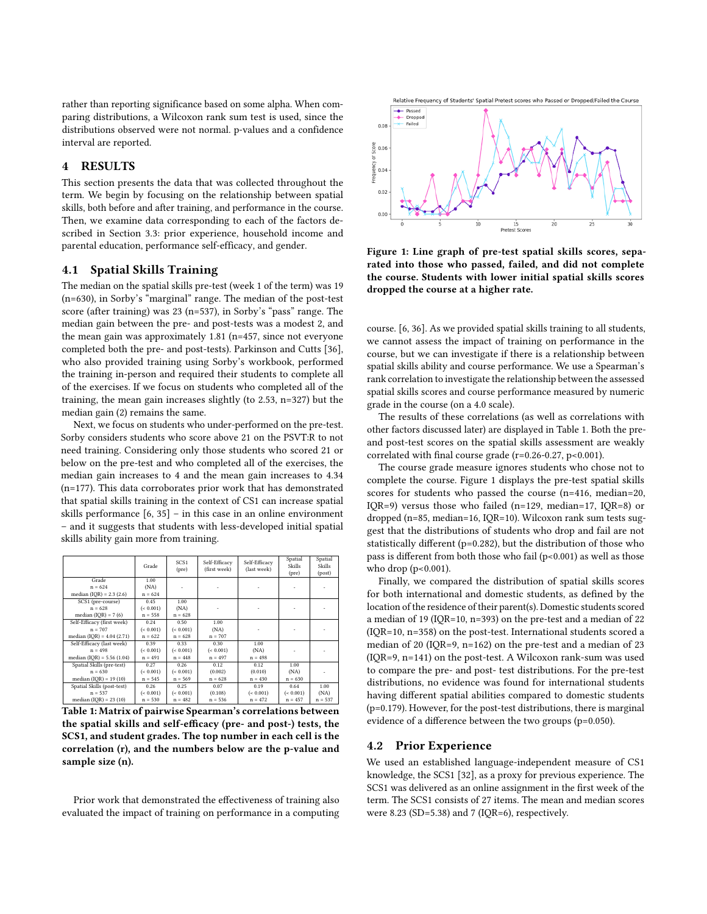rather than reporting significance based on some alpha. When comparing distributions, a Wilcoxon rank sum test is used, since the distributions observed were not normal. p-values and a confidence interval are reported.

# 4 RESULTS

This section presents the data that was collected throughout the term. We begin by focusing on the relationship between spatial skills, both before and after training, and performance in the course. Then, we examine data corresponding to each of the factors described in Section 3.3: prior experience, household income and parental education, performance self-efficacy, and gender.

## 4.1 Spatial Skills Training

The median on the spatial skills pre-test (week 1 of the term) was 19 (n=630), in Sorby's "marginal" range. The median of the post-test score (after training) was 23 (n=537), in Sorby's "pass" range. The median gain between the pre- and post-tests was a modest 2, and the mean gain was approximately 1.81 (n=457, since not everyone completed both the pre- and post-tests). Parkinson and Cutts [36], who also provided training using Sorby's workbook, performed the training in-person and required their students to complete all of the exercises. If we focus on students who completed all of the training, the mean gain increases slightly (to 2.53, n=327) but the median gain (2) remains the same.

Next, we focus on students who under-performed on the pre-test. Sorby considers students who score above 21 on the PSVT:R to not need training. Considering only those students who scored 21 or below and who completed all of the exercises, the median gain increases to 4 and the mean gain increases to 4.34 (n=177). This data corroborates prior work that has demonstrated that spatial skills training in the context of CS1 can increase spatial skills performance [6, 35] – in this case in an online environment – and it suggests that students with less-developed initial spatial skills ability gain more from training.

| | Grade | SCS1 (pre) | Self-Efficacy (first week) | Self-Efficacy (last week) | Spatial Skills (pre) | Spatial Skills (post) |
|---|---|---|---|---|---|---|
| Grade<br>n = 624<br>median (IQR) = 2.3 (2.6) | 1.00<br>(NA)<br>n = 624 | - | - | - | - | - |
| SCS1 (pre-course)<br>n = 628<br>median (IQR) = 7 (6) | 0.45<br>(< 0.001)<br>n = 558 | 1.00<br>(NA)<br>n = 628 | - | - | - | - |
| Self-Efficacy (first week)<br>n = 707<br>median (IQR) = 4.04 (2.71) | 0.24<br>(< 0.001)<br>n = 622 | 0.50<br>(< 0.001)<br>n = 628 | 1.00<br>(NA)<br>n = 707 | - | - | - |
| Self-Efficacy (last week)<br>n = 498<br>median (IQR) = 5.56 (1.04) | 0.39<br>(< 0.001)<br>n = 491 | 0.33<br>(< 0.001)<br>n = 448 | 0.30<br>(< 0.001)<br>n = 497 | 1.00<br>(NA)<br>n = 498 | - | - |
| Spatial Skills (pre-test)<br>n = 630<br>median (IQR) = 19 (10) | 0.27<br>(< 0.001)<br>n = 545 | 0.26<br>(< 0.001)<br>n = 569 | 0.12<br>(0.002)<br>n = 628 | 0.12<br>(0.010)<br>n = 430 | 1.00<br>(NA)<br>n = 630 | - |
| Spatial Skills (post-test)<br>n = 537<br>median (IQR) = 23 (10) | 0.26<br>(< 0.001)<br>n = 530 | 0.25<br>(< 0.001)<br>n = 482 | 0.07<br>(0.108)<br>n = 536 | 0.19<br>(< 0.001)<br>n = 472 | 0.64<br>(< 0.001)<br>n = 457 | 1.00<br>(NA)<br>n = 537 |

**Table 1: Matrix of pairwise Spearman's correlations between the spatial skills and self-efficacy (pre- and post-) tests, the SCS1, and student grades. The top number in each cell is the correlation (r), and the numbers below are the p-value and sample size (n).**

Prior work that demonstrated the effectiveness of training also evaluated the impact of training on performance in a computing course. [6, 36]. As we provided spatial skills training to all students, we cannot assess the impact of training on performance in the course, but we can investigate if there is a relationship between spatial skills ability and course performance. We use a Spearman's rank correlation to investigate the relationship between the assessed spatial skills scores and course performance measured by numeric grade in the course (on a 4.0 scale).

**Figure 1: Line graph of pre-test spatial skills scores, separated into those who passed, failed, and did not complete the course. Students with lower initial spatial skills scores dropped the course at a higher rate.**

The results of these correlations (as well as correlations with other factors discussed later) are displayed in Table 1. Both the pre- and post-test scores on the spatial skills assessment are weakly correlated with final course grade (r=0.26-0.27, p<0.001).

The course grade measure ignores students who chose not to complete the course. Figure 1 displays the pre-test spatial skills scores for students who passed the course (n=416, median=20, IQR=9) versus those who failed (n=129, median=17, IQR=8) or dropped (n=85, median=16, IQR=10). Wilcoxon rank sum tests suggest that the distributions of students who drop and fail are not statistically different (p=0.282), but the distribution of those who pass is different from both those who fail (p<0.001) as well as those who drop (p<0.001).

Finally, we compared the distribution of spatial skills scores for both international and domestic students, as defined by the location of the residence of their parent(s). Domestic students scored a median of 19 (IQR=10, n=393) on the pre-test and a median of 22 (IQR=10, n=358) on the post-test. International students scored a median of 20 (IQR=9, n=162) on the pre-test and a median of 23 (IQR=9, n=141) on the post-test. A Wilcoxon rank-sum was used to compare the pre- and post- test distributions. For the pre-test distributions, no evidence was found for international students having different spatial abilities compared to domestic students (p=0.179). However, for the post-test distributions, there is marginal evidence of a difference between the two groups (p=0.050).

## 4.2 Prior Experience

We used an established language-independent measure of CS1 knowledge, the SCS1 [32], as a proxy for previous experience. The SCS1 was delivered as an online assignment in the first week of the term. The SCS1 consists of 27 items. The mean and median scores were 8.23 (SD=5.38) and 7 (IQR=6), respectively.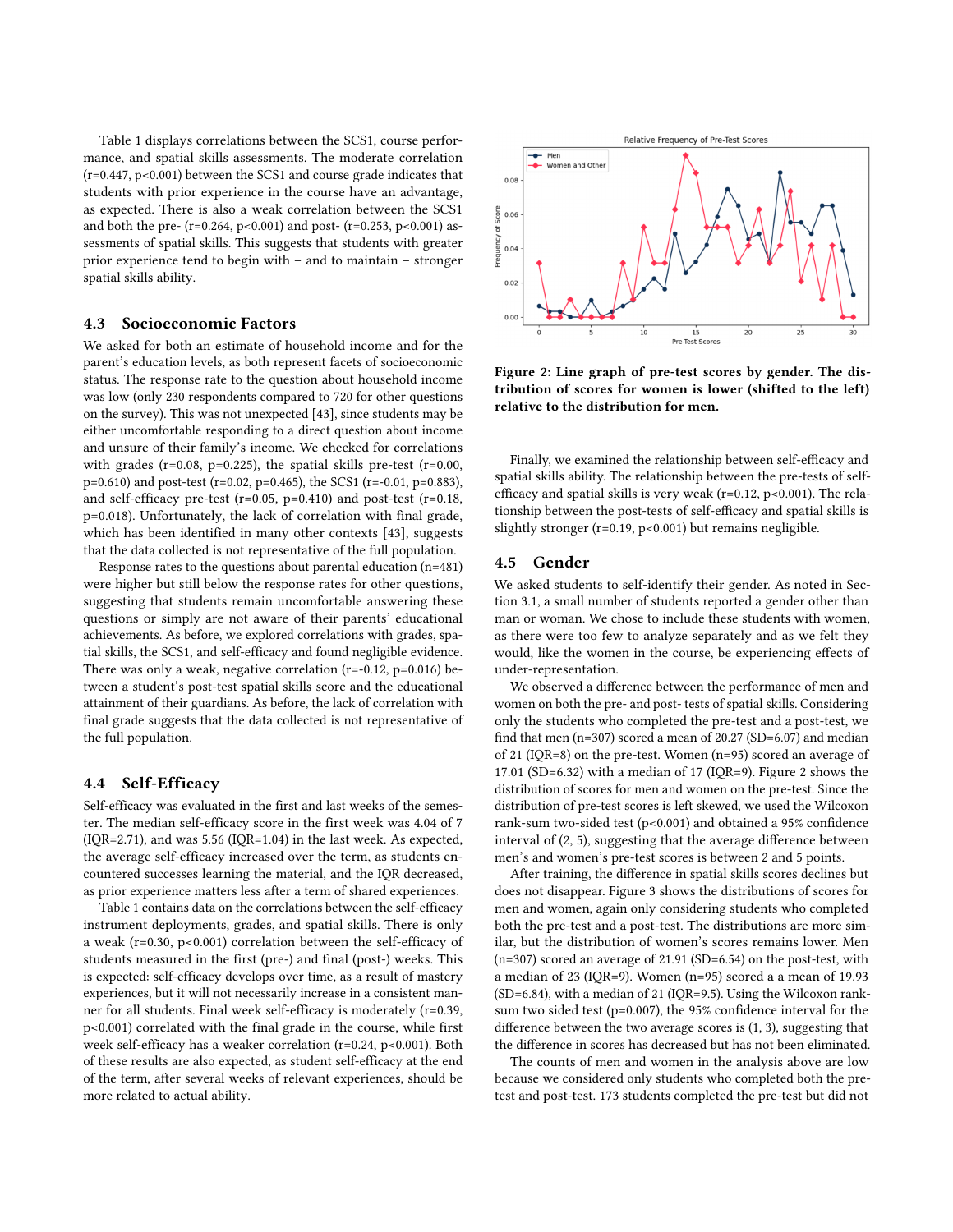Table 1 displays correlations between the SCS1, course performance, and spatial skills assessments. The moderate correlation ($r=0.447$, $p<0.001$) between the SCS1 and course grade indicates that students with prior experience in the course have an advantage, as expected. There is also a weak correlation between the SCS1 and both the pre- ($r=0.264$, $p<0.001$) and post- ($r=0.253$, $p<0.001$) assessments of spatial skills. This suggests that students with greater prior experience tend to begin with – and to maintain – stronger spatial skills ability.

### 4.3 Socioeconomic Factors

We asked for both an estimate of household income and for the parent's education levels, as both represent facets of socioeconomic status. The response rate to the question about household income was low (only 230 respondents compared to 720 for other questions on the survey). This was not unexpected [43], since students may be either uncomfortable responding to a direct question about income and unsure of their family's income. We checked for correlations with grades ($r=0.08$, $p=0.225$), the spatial skills pre-test ($r=0.00$, $p=0.610$) and post-test ($r=0.02$, $p=0.465$), the SCS1 ($r=-0.01$, $p=0.883$), and self-efficacy pre-test ($r=0.05$, $p=0.410$) and post-test ($r=0.18$, $p=0.018$). Unfortunately, the lack of correlation with final grade, which has been identified in many other contexts [43], suggests that the data collected is not representative of the full population.

Response rates to the questions about parental education ($n=481$) were higher but still below the response rates for other questions, suggesting that students remain uncomfortable answering these questions or simply are not aware of their parents' educational achievements. As before, we explored correlations with grades, spatial skills, the SCS1, and self-efficacy and found negligible evidence. There was only a weak, negative correlation ($r=-0.12$, $p=0.016$) between a student's post-test spatial skills score and the educational attainment of their guardians. As before, the lack of correlation with final grade suggests that the data collected is not representative of the full population.

### 4.4 Self-Efficacy

Self-efficacy was evaluated in the first and last weeks of the semester. The median self-efficacy score in the first week was 4.04 of 7 (IQR=2.71), and was 5.56 (IQR=1.04) in the last week. As expected, the average self-efficacy increased over the term, as students encountered successes learning the material, and the IQR decreased, as prior experience matters less after a term of shared experiences.

Table 1 contains data on the correlations between the self-efficacy instrument deployments, grades, and spatial skills. There is only a weak ($r=0.30$, $p<0.001$) correlation between the self-efficacy of students measured in the first (pre-) and final (post-) weeks. This is expected: self-efficacy develops over time, as a result of mastery experiences, but it will not necessarily increase in a consistent manner for all students. Final week self-efficacy is moderately ($r=0.39$, $p<0.001$) correlated with the final grade in the course, while first week self-efficacy has a weaker correlation ($r=0.24$, $p<0.001$). Both of these results are also expected, as student self-efficacy at the end of the term, after several weeks of relevant experiences, should be more related to actual ability.

**Figure 2: Line graph of pre-test scores by gender. The distribution of scores for women is lower (shifted to the left) relative to the distribution for men.**

Finally, we examined the relationship between self-efficacy and spatial skills ability. The relationship between the pre-tests of self-efficacy and spatial skills is very weak ($r=0.12$, $p<0.001$). The relationship between the post-tests of self-efficacy and spatial skills is slightly stronger ($r=0.19$, $p<0.001$) but remains negligible.

### 4.5 Gender

We asked students to self-identify their gender. As noted in Section 3.1, a small number of students reported a gender other than man or woman. We chose to include these students with women, as there were too few to analyze separately and as we felt they would, like the women in the course, be experiencing effects of under-representation.

We observed a difference between the performance of men and women on both the pre- and post- tests of spatial skills. Considering only the students who completed the pre-test and a post-test, we find that men ($n=307$) scored a mean of 20.27 ($SD=6.07$) and median of 21 (IQR=8) on the pre-test. Women ($n=95$) scored an average of 17.01 ($SD=6.32$) with a median of 17 (IQR=9). Figure 2 shows the distribution of scores for men and women on the pre-test. Since the distribution of pre-test scores is left skewed, we used the Wilcoxon rank-sum two-sided test ($p<0.001$) and obtained a 95% confidence interval of (2, 5), suggesting that the average difference between men's and women's pre-test scores is between 2 and 5 points.

After training, the difference in spatial skills scores declines but does not disappear. Figure 3 shows the distributions of scores for men and women, again only considering students who completed both the pre-test and a post-test. The distributions are more similar, but the distribution of women's scores remains lower. Men ($n=307$) scored an average of 21.91 ($SD=6.54$) on the post-test, with a median of 23 (IQR=9). Women ($n=95$) scored a a mean of 19.93 ($SD=6.84$), with a median of 21 (IQR=9.5). Using the Wilcoxon rank-sum two sided test ($p=0.007$), the 95% confidence interval for the difference between the two average scores is (1, 3), suggesting that the difference in scores has decreased but has not been eliminated.

The counts of men and women in the analysis above are low because we considered only students who completed both the pre-test and post-test. 173 students completed the pre-test but did not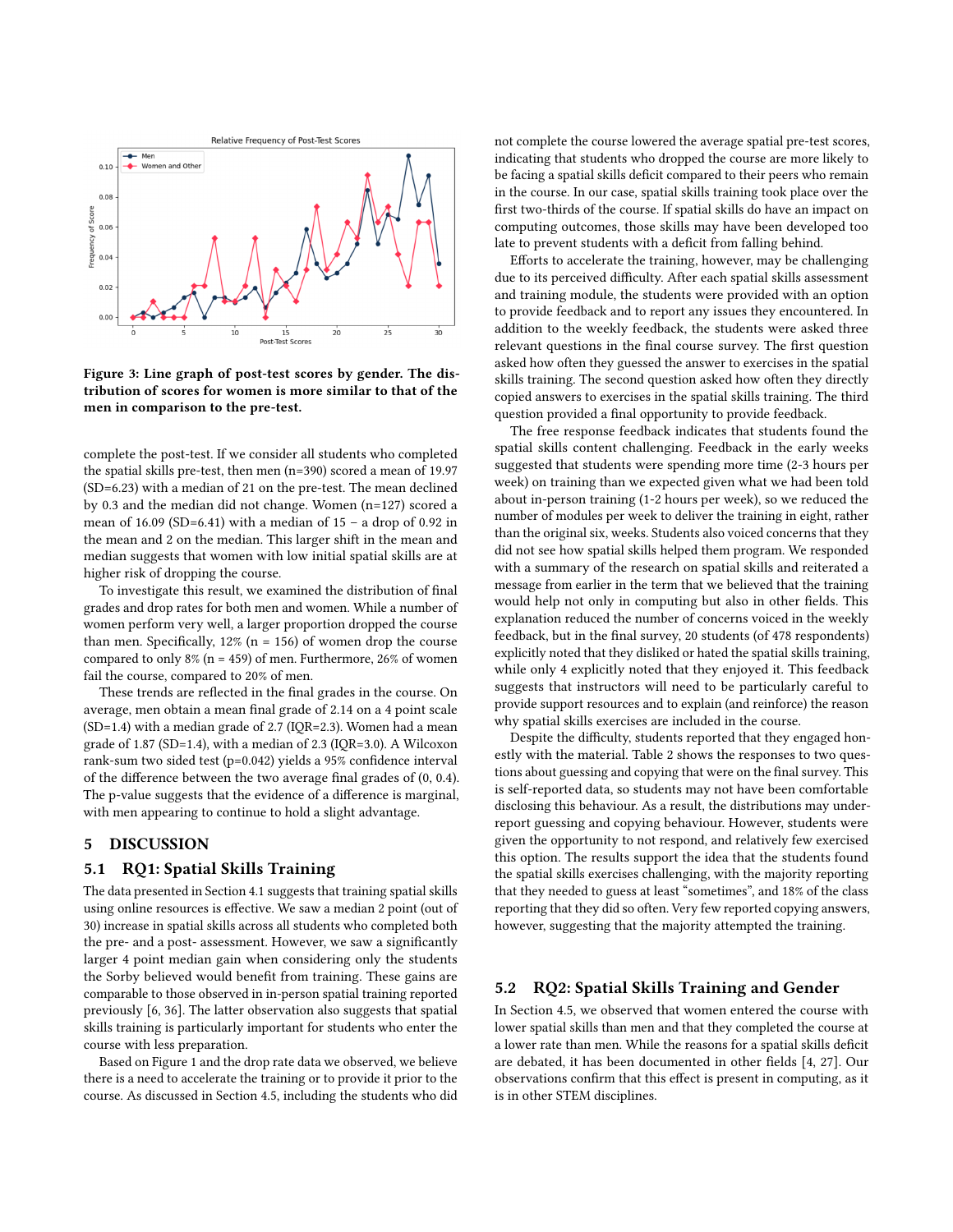Figure 3: Line graph of post-test scores by gender. The distribution of scores for women is more similar to that of the men in comparison to the pre-test.

complete the post-test. If we consider all students who completed the spatial skills pre-test, then men (n=390) scored a mean of 19.97 (SD=6.23) with a median of 21 on the pre-test. The mean declined by 0.3 and the median did not change. Women (n=127) scored a mean of 16.09 (SD=6.41) with a median of 15 – a drop of 0.92 in the mean and 2 on the median. This larger shift in the mean and median suggests that women with low initial spatial skills are at higher risk of dropping the course.

To investigate this result, we examined the distribution of final grades and drop rates for both men and women. While a number of women perform very well, a larger proportion dropped the course than men. Specifically, 12% (n = 156) of women drop the course compared to only 8% (n = 459) of men. Furthermore, 26% of women fail the course, compared to 20% of men.

These trends are reflected in the final grades in the course. On average, men obtain a mean final grade of 2.14 on a 4 point scale (SD=1.4) with a median grade of 2.7 (IQR=2.3). Women had a mean grade of 1.87 (SD=1.4), with a median of 2.3 (IQR=3.0). A Wilcoxon rank-sum two sided test (p=0.042) yields a 95% confidence interval of the difference between the two average final grades of (0, 0.4). The p-value suggests that the evidence of a difference is marginal, with men appearing to continue to hold a slight advantage.

## 5 DISCUSSION

### 5.1 RQ1: Spatial Skills Training

The data presented in Section 4.1 suggests that training spatial skills using online resources is effective. We saw a median 2 point (out of 30) increase in spatial skills across all students who completed both the pre- and a post- assessment. However, we saw a significantly larger 4 point median gain when considering only the students the Sorby believed would benefit from training. These gains are comparable to those observed in in-person spatial training reported previously [6, 36]. The latter observation also suggests that spatial skills training is particularly important for students who enter the course with less preparation.

Based on Figure 1 and the drop rate data we observed, we believe there is a need to accelerate the training or to provide it prior to the course. As discussed in Section 4.5, including the students who did not complete the course lowered the average spatial pre-test scores, indicating that students who dropped the course are more likely to be facing a spatial skills deficit compared to their peers who remain in the course. In our case, spatial skills training took place over the first two-thirds of the course. If spatial skills do have an impact on computing outcomes, those skills may have been developed too late to prevent students with a deficit from falling behind.

Efforts to accelerate the training, however, may be challenging due to its perceived difficulty. After each spatial skills assessment and training module, the students were provided with an option to provide feedback and to report any issues they encountered. In addition to the weekly feedback, the students were asked three relevant questions in the final course survey. The first question asked how often they guessed the answer to exercises in the spatial skills training. The second question asked how often they directly copied answers to exercises in the spatial skills training. The third question provided a final opportunity to provide feedback.

The free response feedback indicates that students found the spatial skills content challenging. Feedback in the early weeks suggested that students were spending more time (2-3 hours per week) on training than we expected given what we had been told about in-person training (1-2 hours per week), so we reduced the number of modules per week to deliver the training in eight, rather than the original six, weeks. Students also voiced concerns that they did not see how spatial skills helped them program. We responded with a summary of the research on spatial skills and reiterated a message from earlier in the term that we believed that the training would help not only in computing but also in other fields. This explanation reduced the number of concerns voiced in the weekly feedback, but in the final survey, 20 students (of 478 respondents) explicitly noted that they disliked or hated the spatial skills training, while only 4 explicitly noted that they enjoyed it. This feedback suggests that instructors will need to be particularly careful to provide support resources and to explain (and reinforce) the reason why spatial skills exercises are included in the course.

Despite the difficulty, students reported that they engaged honestly with the material. Table 2 shows the responses to two questions about guessing and copying that were on the final survey. This is self-reported data, so students may not have been comfortable disclosing this behaviour. As a result, the distributions may under-report guessing and copying behaviour. However, students were given the opportunity to not respond, and relatively few exercised this option. The results support the idea that the students found the spatial skills exercises challenging, with the majority reporting that they needed to guess at least "sometimes", and 18% of the class reporting that they did so often. Very few reported copying answers, however, suggesting that the majority attempted the training.

### 5.2 RQ2: Spatial Skills Training and Gender

In Section 4.5, we observed that women entered the course with lower spatial skills than men and that they completed the course at a lower rate than men. While the reasons for a spatial skills deficit are debated, it has been documented in other fields [4, 27]. Our observations confirm that this effect is present in computing, as it is in other STEM disciplines.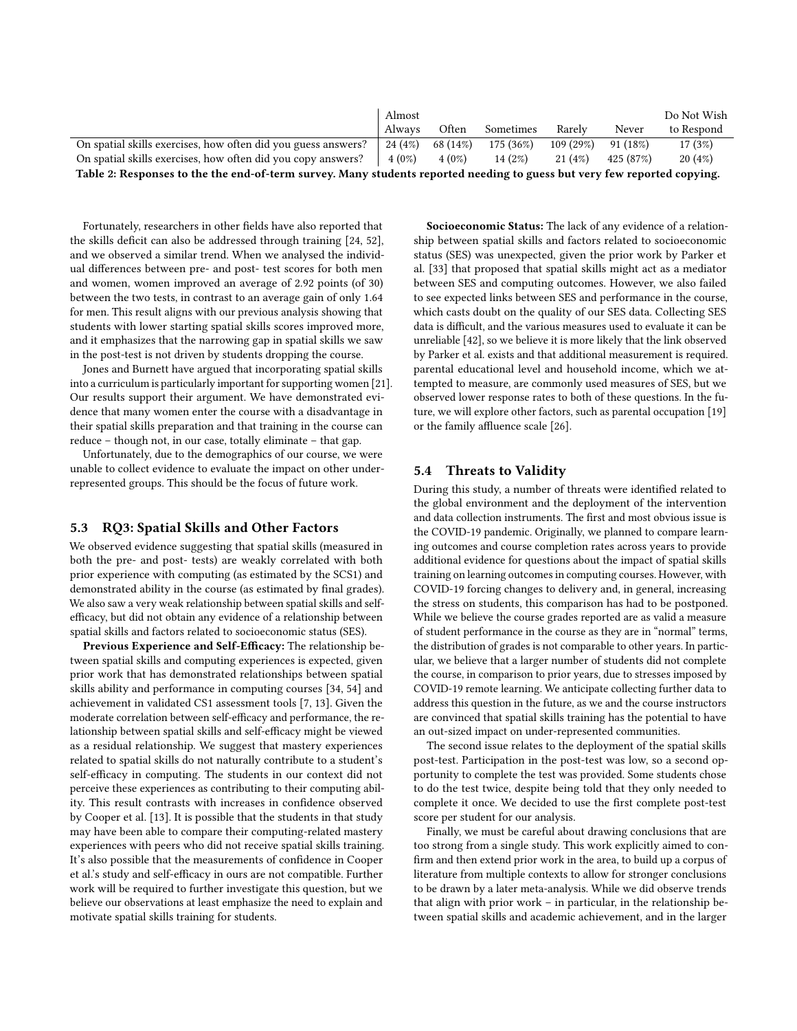| | Almost Always | Often | Sometimes | Rarely | Never | Do Not Wish to Respond |
|---|---|---|---|---|---|---|
| On spatial skills exercises, how often did you guess answers? | 24 (4%) | 68 (14%) | 175 (36%) | 109 (29%) | 91 (18%) | 17 (3%) |
| On spatial skills exercises, how often did you copy answers? | 4 (0%) | 4 (0%) | 14 (2%) | 21 (4%) | 425 (87%) | 20 (4%) |

**Table 2: Responses to the the end-of-term survey. Many students reported needing to guess but very few reported copying.**

Fortunately, researchers in other fields have also reported that the skills deficit can also be addressed through training [24, 52], and we observed a similar trend. When we analysed the individual differences between pre- and post- test scores for both men and women, women improved an average of 2.92 points (of 30) between the two tests, in contrast to an average gain of only 1.64 for men. This result aligns with our previous analysis showing that students with lower starting spatial skills scores improved more, and it emphasizes that the narrowing gap in spatial skills we saw in the post-test is not driven by students dropping the course.

Jones and Burnett have argued that incorporating spatial skills into a curriculum is particularly important for supporting women [21]. Our results support their argument. We have demonstrated evidence that many women enter the course with a disadvantage in their spatial skills preparation and that training in the course can reduce – though not, in our case, totally eliminate – that gap.

Unfortunately, due to the demographics of our course, we were unable to collect evidence to evaluate the impact on other under-represented groups. This should be the focus of future work.

### 5.3 RQ3: Spatial Skills and Other Factors

We observed evidence suggesting that spatial skills (measured in both the pre- and post- tests) are weakly correlated with both prior experience with computing (as estimated by the SCS1) and demonstrated ability in the course (as estimated by final grades). We also saw a very weak relationship between spatial skills and self-efficacy, but did not obtain any evidence of a relationship between spatial skills and factors related to socioeconomic status (SES).

**Previous Experience and Self-Efficacy:** The relationship between spatial skills and computing experiences is expected, given prior work that has demonstrated relationships between spatial skills ability and performance in computing courses [34, 54] and achievement in validated CS1 assessment tools [7, 13]. Given the moderate correlation between self-efficacy and performance, the relationship between spatial skills and self-efficacy might be viewed as a residual relationship. We suggest that mastery experiences related to spatial skills do not naturally contribute to a student's self-efficacy in computing. The students in our context did not perceive these experiences as contributing to their computing ability. This result contrasts with increases in confidence observed by Cooper et al. [13]. It is possible that the students in that study may have been able to compare their computing-related mastery experiences with peers who did not receive spatial skills training. It's also possible that the measurements of confidence in Cooper et al.'s study and self-efficacy in ours are not compatible. Further work will be required to further investigate this question, but we believe our observations at least emphasize the need to explain and motivate spatial skills training for students.

**Socioeconomic Status:** The lack of any evidence of a relationship between spatial skills and factors related to socioeconomic status (SES) was unexpected, given the prior work by Parker et al. [33] that proposed that spatial skills might act as a mediator between SES and computing outcomes. However, we also failed to see expected links between SES and performance in the course, which casts doubt on the quality of our SES data. Collecting SES data is difficult, and the various measures used to evaluate it can be unreliable [42], so we believe it is more likely that the link observed by Parker et al. exists and that additional measurement is required. parental educational level and household income, which we attempted to measure, are commonly used measures of SES, but we observed lower response rates to both of these questions. In the future, we will explore other factors, such as parental occupation [19] or the family affluence scale [26].

### 5.4 Threats to Validity

During this study, a number of threats were identified related to the global environment and the deployment of the intervention and data collection instruments. The first and most obvious issue is the COVID-19 pandemic. Originally, we planned to compare learning outcomes and course completion rates across years to provide additional evidence for questions about the impact of spatial skills training on learning outcomes in computing courses. However, with COVID-19 forcing changes to delivery and, in general, increasing the stress on students, this comparison has had to be postponed. While we believe the course grades reported are as valid a measure of student performance in the course as they are in "normal" terms, the distribution of grades is not comparable to other years. In particular, we believe that a larger number of students did not complete the course, in comparison to prior years, due to stresses imposed by COVID-19 remote learning. We anticipate collecting further data to address this question in the future, as we and the course instructors are convinced that spatial skills training has the potential to have an out-sized impact on under-represented communities.

The second issue relates to the deployment of the spatial skills post-test. Participation in the post-test was low, so a second opportunity to complete the test was provided. Some students chose to do the test twice, despite being told that they only needed to complete it once. We decided to use the first complete post-test score per student for our analysis.

Finally, we must be careful about drawing conclusions that are too strong from a single study. This work explicitly aimed to confirm and then extend prior work in the area, to build up a corpus of literature from multiple contexts to allow for stronger conclusions to be drawn by a later meta-analysis. While we did observe trends that align with prior work – in particular, in the relationship between spatial skills and academic achievement, and in the larger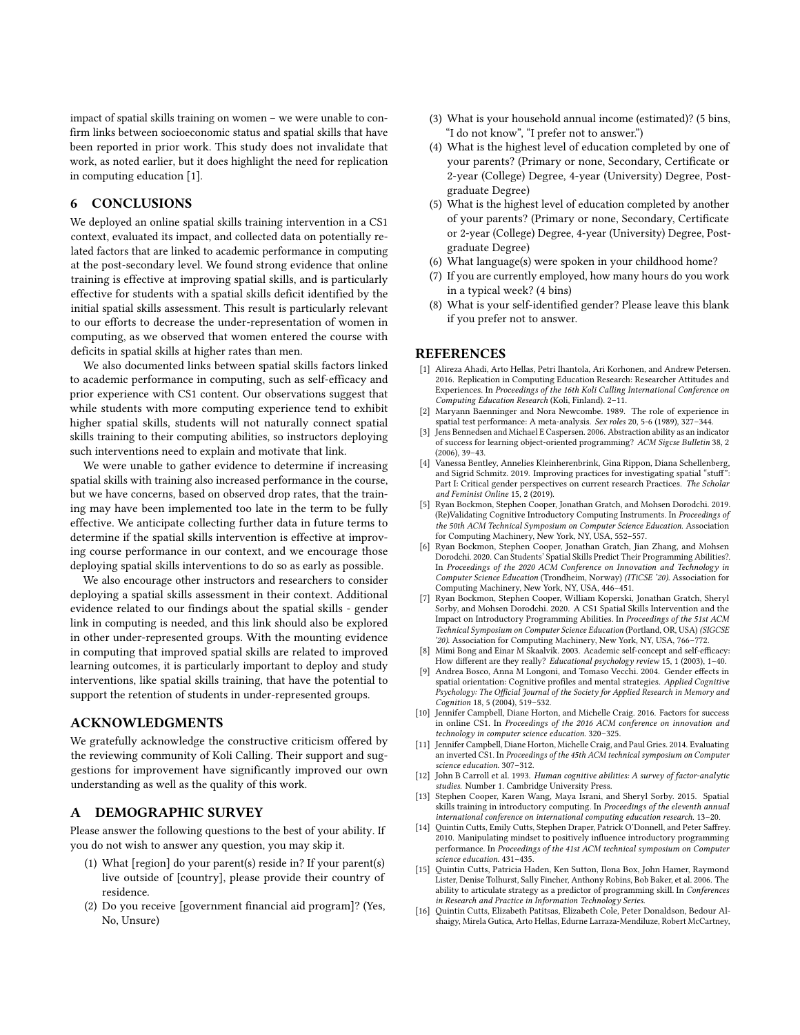impact of spatial skills training on women – we were unable to confirm links between socioeconomic status and spatial skills that have been reported in prior work. This study does not invalidate that work, as noted earlier, but it does highlight the need for replication in computing education [1].

## 6 CONCLUSIONS

We deployed an online spatial skills training intervention in a CS1 context, evaluated its impact, and collected data on potentially related factors that are linked to academic performance in computing at the post-secondary level. We found strong evidence that online training is effective at improving spatial skills, and is particularly effective for students with a spatial skills deficit identified by the initial spatial skills assessment. This result is particularly relevant to our efforts to decrease the under-representation of women in computing, as we observed that women entered the course with deficits in spatial skills at higher rates than men.

We also documented links between spatial skills factors linked to academic performance in computing, such as self-efficacy and prior experience with CS1 content. Our observations suggest that while students with more computing experience tend to exhibit higher spatial skills, students will not naturally connect spatial skills training to their computing abilities, so instructors deploying such interventions need to explain and motivate that link.

We were unable to gather evidence to determine if increasing spatial skills with training also increased performance in the course, but we have concerns, based on observed drop rates, that the training may have been implemented too late in the term to be fully effective. We anticipate collecting further data in future terms to determine if the spatial skills intervention is effective at improving course performance in our context, and we encourage those deploying spatial skills interventions to do so as early as possible.

We also encourage other instructors and researchers to consider deploying a spatial skills assessment in their context. Additional evidence related to our findings about the spatial skills - gender link in computing is needed, and this link should also be explored in other under-represented groups. With the mounting evidence in computing that improved spatial skills are related to improved learning outcomes, it is particularly important to deploy and study interventions, like spatial skills training, that have the potential to support the retention of students in under-represented groups.

## ACKNOWLEDGMENTS

We gratefully acknowledge the constructive criticism offered by the reviewing community of Koli Calling. Their support and suggestions for improvement have significantly improved our own understanding as well as the quality of this work.

## A DEMOGRAPHIC SURVEY

Please answer the following questions to the best of your ability. If you do not wish to answer any question, you may skip it.

1. What [region] do your parent(s) reside in? If your parent(s) live outside of [country], please provide their country of residence.
2. Do you receive [government financial aid program]? (Yes, No, Unsure)
3. What is your household annual income (estimated)? (5 bins, "I do not know", "I prefer not to answer.")
4. What is the highest level of education completed by one of your parents? (Primary or none, Secondary, Certificate or 2-year (College) Degree, 4-year (University) Degree, Post-graduate Degree)
5. What is the highest level of education completed by another of your parents? (Primary or none, Secondary, Certificate or 2-year (College) Degree, 4-year (University) Degree, Post-graduate Degree)
6. What language(s) were spoken in your childhood home?
7. If you are currently employed, how many hours do you work in a typical week? (4 bins)
8. What is your self-identified gender? Please leave this blank if you prefer not to answer.

## REFERENCES

[1] Alireza Ahadi, Arto Hellas, Petri Ihantola, Ari Korhonen, and Andrew Petersen. 2016. Replication in Computing Education Research: Researcher Attitudes and Experiences. In *Proceedings of the 16th Koli Calling International Conference on Computing Education Research* (Koli, Finland). 2–11.

[2] Maryann Baenninger and Nora Newcombe. 1989. The role of experience in spatial test performance: A meta-analysis. *Sex roles* 20, 5-6 (1989), 327–344.

[3] Jens Bennedsen and Michael E Caspersen. 2006. Abstraction ability as an indicator of success for learning object-oriented programming? *ACM Sigcse Bulletin* 38, 2 (2006), 39–43.

[4] Vanessa Bentley, Annelies Kleinherenbrink, Gina Rippon, Diana Schellenberg, and Sigrid Schmitz. 2019. Improving practices for investigating spatial "stuff": Part I: Critical gender perspectives on current research Practices. *The Scholar and Feminist Online* 15, 2 (2019).

[5] Ryan Bockmon, Stephen Cooper, Jonathan Gratch, and Mohsen Dorodchi. 2019. (Re)Validating Cognitive Introductory Computing Instruments. In *Proceedings of the 50th ACM Technical Symposium on Computer Science Education*. Association for Computing Machinery, New York, NY, USA, 552–557.

[6] Ryan Bockmon, Stephen Cooper, Jonathan Gratch, Jian Zhang, and Mohsen Dorodchi. 2020. Can Students' Spatial Skills Predict Their Programming Abilities?. In *Proceedings of the 2020 ACM Conference on Innovation and Technology in Computer Science Education* (Trondheim, Norway) *(ITiCSE '20)*. Association for Computing Machinery, New York, NY, USA, 446–451.

[7] Ryan Bockmon, Stephen Cooper, William Koperski, Jonathan Gratch, Sheryl Sorby, and Mohsen Dorodchi. 2020. A CS1 Spatial Skills Intervention and the Impact on Introductory Programming Abilities. In *Proceedings of the 51st ACM Technical Symposium on Computer Science Education* (Portland, OR, USA) *(SIGCSE '20)*. Association for Computing Machinery, New York, NY, USA, 766–772.

[8] Mimi Bong and Einar M Skaalvik. 2003. Academic self-concept and self-efficacy: How different are they really? *Educational psychology review* 15, 1 (2003), 1–40.

[9] Andrea Bosco, Anna M Longoni, and Tomaso Vecchi. 2004. Gender effects in spatial orientation: Cognitive profiles and mental strategies. *Applied Cognitive Psychology: The Official Journal of the Society for Applied Research in Memory and Cognition* 18, 5 (2004), 519–532.

[10] Jennifer Campbell, Diane Horton, and Michelle Craig. 2016. Factors for success in online CS1. In *Proceedings of the 2016 ACM conference on innovation and technology in computer science education*. 320–325.

[11] Jennifer Campbell, Diane Horton, Michelle Craig, and Paul Gries. 2014. Evaluating an inverted CS1. In *Proceedings of the 45th ACM technical symposium on Computer science education*. 307–312.

[12] John B Carroll et al. 1993. *Human cognitive abilities: A survey of factor-analytic studies*. Number 1. Cambridge University Press.

[13] Stephen Cooper, Karen Wang, Maya Israni, and Sheryl Sorby. 2015. Spatial skills training in introductory computing. In *Proceedings of the eleventh annual international conference on international computing education research*. 13–20.

[14] Quintin Cutts, Emily Cutts, Stephen Draper, Patrick O'Donnell, and Peter Saffrey. 2010. Manipulating mindset to positively influence introductory programming performance. In *Proceedings of the 41st ACM technical symposium on Computer science education*. 431–435.

[15] Quintin Cutts, Patricia Haden, Ken Sutton, Ilona Box, John Hamer, Raymond Lister, Denise Tolhurst, Sally Fincher, Anthony Robins, Bob Baker, et al. 2006. The ability to articulate strategy as a predictor of programming skill. In *Conferences in Research and Practice in Information Technology Series*.

[16] Quintin Cutts, Elizabeth Patitsas, Elizabeth Cole, Peter Donaldson, Bedour Alshaigy, Mirela Gutica, Arto Hellas, Edurne Larraza-Mendiluze, Robert McCartney,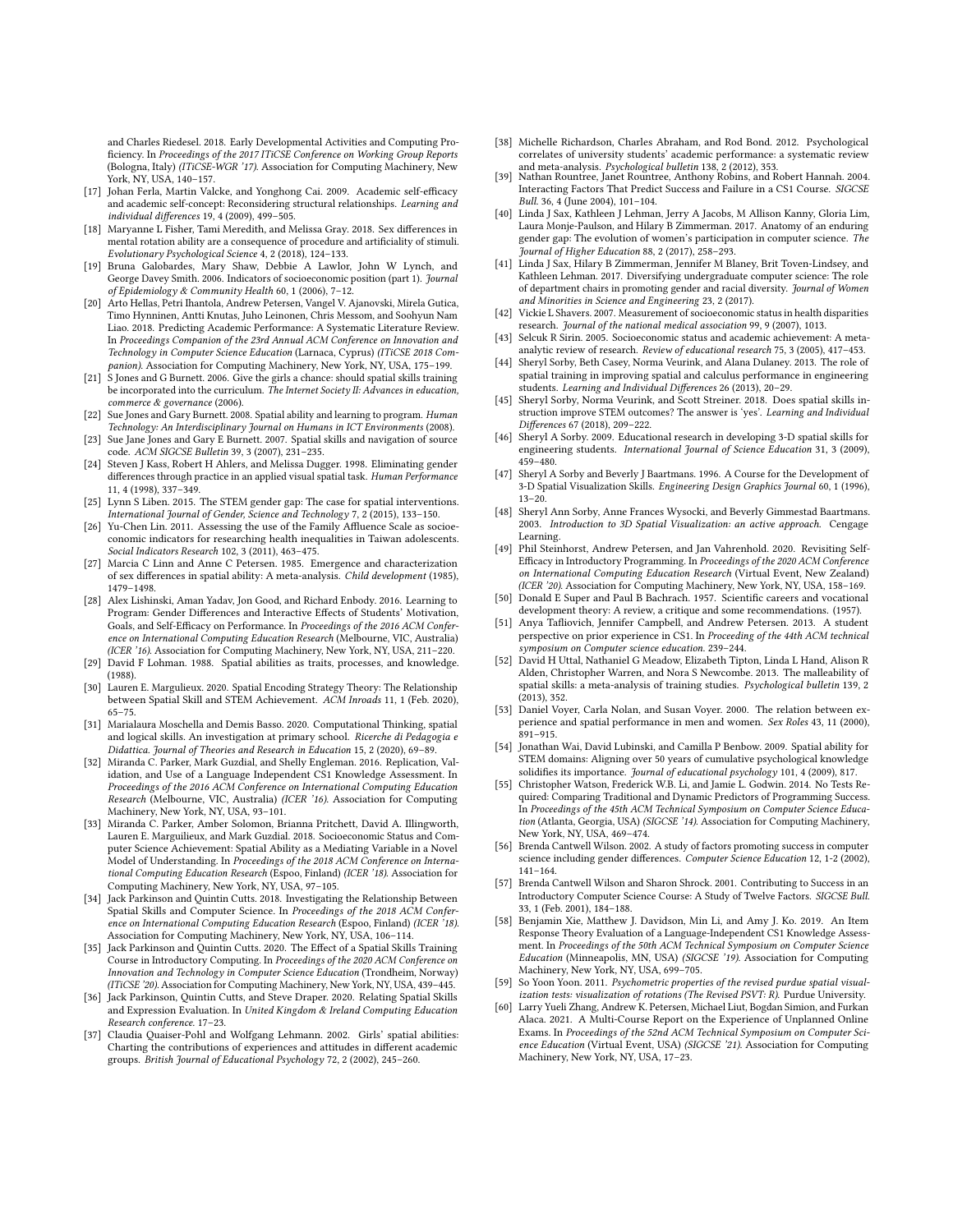and Charles Riedesel. 2018. Early Developmental Activities and Computing Proficiency. In *Proceedings of the 2017 ITiCSE Conference on Working Group Reports* (Bologna, Italy) *(ITiCSE-WGR '17)*. Association for Computing Machinery, New York, NY, USA, 140–157.

[17] Johan Ferla, Martin Valcke, and Yonghong Cai. 2009. Academic self-efficacy and academic self-concept: Reconsidering structural relationships. *Learning and individual differences* 19, 4 (2009), 499–505.

[18] Maryanne L Fisher, Tami Meredith, and Melissa Gray. 2018. Sex differences in mental rotation ability are a consequence of procedure and artificiality of stimuli. *Evolutionary Psychological Science* 4, 2 (2018), 124–133.

[19] Bruna Galobardes, Mary Shaw, Debbie A Lawlor, John W Lynch, and George Davey Smith. 2006. Indicators of socioeconomic position (part 1). *Journal of Epidemiology & Community Health* 60, 1 (2006), 7–12.

[20] Arto Hellas, Petri Ihantola, Andrew Petersen, Vangel V. Ajanovski, Mirela Gutica, Timo Hynninen, Antti Knutas, Juho Leinonen, Chris Messom, and Soohyun Nam Liao. 2018. Predicting Academic Performance: A Systematic Literature Review. In *Proceedings Companion of the 23rd Annual ACM Conference on Innovation and Technology in Computer Science Education* (Larnaca, Cyprus) *(ITiCSE 2018 Companion)*. Association for Computing Machinery, New York, NY, USA, 175–199.

[21] S Jones and G Burnett. 2006. Give the girls a chance: should spatial skills training be incorporated into the curriculum. *The Internet Society II: Advances in education, commerce & governance* (2006).

[22] Sue Jones and Gary Burnett. 2008. Spatial ability and learning to program. *Human Technology: An Interdisciplinary Journal on Humans in ICT Environments* (2008).

[23] Sue Jane Jones and Gary E Burnett. 2007. Spatial skills and navigation of source code. *ACM SIGCSE Bulletin* 39, 3 (2007), 231–235.

[24] Steven J Kass, Robert H Ahlers, and Melissa Dugger. 1998. Eliminating gender differences through practice in an applied visual spatial task. *Human Performance* 11, 4 (1998), 337–349.

[25] Lynn S Liben. 2015. The STEM gender gap: The case for spatial interventions. *International Journal of Gender, Science and Technology* 7, 2 (2015), 133–150.

[26] Yu-Chen Lin. 2011. Assessing the use of the Family Affluence Scale as socioeconomic indicators for researching health inequalities in Taiwan adolescents. *Social Indicators Research* 102, 3 (2011), 463–475.

[27] Marcia C Linn and Anne C Petersen. 1985. Emergence and characterization of sex differences in spatial ability: A meta-analysis. *Child development* (1985), 1479–1498.

[28] Alex Lishinski, Aman Yadav, Jon Good, and Richard Enbody. 2016. Learning to Program: Gender Differences and Interactive Effects of Students' Motivation, Goals, and Self-Efficacy on Performance. In *Proceedings of the 2016 ACM Conference on International Computing Education Research* (Melbourne, VIC, Australia) *(ICER '16)*. Association for Computing Machinery, New York, NY, USA, 211–220.

[29] David F Lohman. 1988. Spatial abilities as traits, processes, and knowledge. (1988).

[30] Lauren E. Margulieux. 2020. Spatial Encoding Strategy Theory: The Relationship between Spatial Skill and STEM Achievement. *ACM Inroads* 11, 1 (Feb. 2020), 65–75.

[31] Marialaura Moschella and Demis Basso. 2020. Computational Thinking, spatial and logical skills. An investigation at primary school. *Ricerche di Pedagogia e Didattica. Journal of Theories and Research in Education* 15, 2 (2020), 69–89.

[32] Miranda C. Parker, Mark Guzdial, and Shelly Engleman. 2016. Replication, Validation, and Use of a Language Independent CS1 Knowledge Assessment. In *Proceedings of the 2016 ACM Conference on International Computing Education Research* (Melbourne, VIC, Australia) *(ICER '16)*. Association for Computing Machinery, New York, NY, USA, 93–101.

[33] Miranda C. Parker, Amber Solomon, Brianna Pritchett, David A. Illingworth, Lauren E. Marguilieux, and Mark Guzdial. 2018. Socioeconomic Status and Computer Science Achievement: Spatial Ability as a Mediating Variable in a Novel Model of Understanding. In *Proceedings of the 2018 ACM Conference on International Computing Education Research* (Espoo, Finland) *(ICER '18)*. Association for Computing Machinery, New York, NY, USA, 97–105.

[34] Jack Parkinson and Quintin Cutts. 2018. Investigating the Relationship Between Spatial Skills and Computer Science. In *Proceedings of the 2018 ACM Conference on International Computing Education Research* (Espoo, Finland) *(ICER '18)*. Association for Computing Machinery, New York, NY, USA, 106–114.

[35] Jack Parkinson and Quintin Cutts. 2020. The Effect of a Spatial Skills Training Course in Introductory Computing. In *Proceedings of the 2020 ACM Conference on Innovation and Technology in Computer Science Education* (Trondheim, Norway) *(ITiCSE '20)*. Association for Computing Machinery, New York, NY, USA, 439–445.

[36] Jack Parkinson, Quintin Cutts, and Steve Draper. 2020. Relating Spatial Skills and Expression Evaluation. In *United Kingdom & Ireland Computing Education Research conference*. 17–23.

[37] Claudia Quaiser-Pohl and Wolfgang Lehmann. 2002. Girls' spatial abilities: Charting the contributions of experiences and attitudes in different academic groups. *British Journal of Educational Psychology* 72, 2 (2002), 245–260.

[38] Michelle Richardson, Charles Abraham, and Rod Bond. 2012. Psychological correlates of university students' academic performance: a systematic review and meta-analysis. *Psychological bulletin* 138, 2 (2012), 353.

[39] Nathan Rountree, Janet Rountree, Anthony Robins, and Robert Hannah. 2004. Interacting Factors That Predict Success and Failure in a CS1 Course. *SIGCSE Bull.* 36, 4 (June 2004), 101–104.

[40] Linda J Sax, Kathleen J Lehman, Jerry A Jacobs, M Allison Kanny, Gloria Lim, Laura Monje-Paulson, and Hilary B Zimmerman. 2017. Anatomy of an enduring gender gap: The evolution of women's participation in computer science. *The Journal of Higher Education* 88, 2 (2017), 258–293.

[41] Linda J Sax, Hilary B Zimmerman, Jennifer M Blaney, Brit Toven-Lindsey, and Kathleen Lehman. 2017. Diversifying undergraduate computer science: The role of department chairs in promoting gender and racial diversity. *Journal of Women and Minorities in Science and Engineering* 23, 2 (2017).

[42] Vickie L Shavers. 2007. Measurement of socioeconomic status in health disparities research. *Journal of the national medical association* 99, 9 (2007), 1013.

[43] Selcuk R Sirin. 2005. Socioeconomic status and academic achievement: A meta-analytic review of research. *Review of educational research* 75, 3 (2005), 417–453.

[44] Sheryl Sorby, Beth Casey, Norma Veurink, and Alana Dulaney. 2013. The role of spatial training in improving spatial and calculus performance in engineering students. *Learning and Individual Differences* 26 (2013), 20–29.

[45] Sheryl Sorby, Norma Veurink, and Scott Streiner. 2018. Does spatial skills instruction improve STEM outcomes? The answer is 'yes'. *Learning and Individual Differences* 67 (2018), 209–222.

[46] Sheryl A Sorby. 2009. Educational research in developing 3-D spatial skills for engineering students. *International Journal of Science Education* 31, 3 (2009), 459–480.

[47] Sheryl A Sorby and Beverly J Baartmans. 1996. A Course for the Development of 3-D Spatial Visualization Skills. *Engineering Design Graphics Journal* 60, 1 (1996), 13–20.

[48] Sheryl Ann Sorby, Anne Frances Wysocki, and Beverly Gimmestad Baartmans. 2003. *Introduction to 3D Spatial Visualization: an active approach.* Cengage Learning.

[49] Phil Steinhorst, Andrew Petersen, and Jan Vahrenhold. 2020. Revisiting Self-Efficacy in Introductory Programming. In *Proceedings of the 2020 ACM Conference on International Computing Education Research* (Virtual Event, New Zealand) *(ICER '20)*. Association for Computing Machinery, New York, NY, USA, 158–169.

[50] Donald E Super and Paul B Bachrach. 1957. Scientific careers and vocational development theory: A review, a critique and some recommendations. (1957).

[51] Anya Tafliovich, Jennifer Campbell, and Andrew Petersen. 2013. A student perspective on prior experience in CS1. In *Proceeding of the 44th ACM technical symposium on Computer science education*. 239–244.

[52] David H Uttal, Nathaniel G Meadow, Elizabeth Tipton, Linda L Hand, Alison R Alden, Christopher Warren, and Nora S Newcombe. 2013. The malleability of spatial skills: a meta-analysis of training studies. *Psychological bulletin* 139, 2 (2013), 352.

[53] Daniel Voyer, Carla Nolan, and Susan Voyer. 2000. The relation between experience and spatial performance in men and women. *Sex Roles* 43, 11 (2000), 891–915.

[54] Jonathan Wai, David Lubinski, and Camilla P Benbow. 2009. Spatial ability for STEM domains: Aligning over 50 years of cumulative psychological knowledge solidifies its importance. *Journal of educational psychology* 101, 4 (2009), 817.

[55] Christopher Watson, Frederick W.B. Li, and Jamie L. Godwin. 2014. No Tests Required: Comparing Traditional and Dynamic Predictors of Programming Success. In *Proceedings of the 45th ACM Technical Symposium on Computer Science Education* (Atlanta, Georgia, USA) *(SIGCSE '14)*. Association for Computing Machinery, New York, NY, USA, 469–474.

[56] Brenda Cantwell Wilson. 2002. A study of factors promoting success in computer science including gender differences. *Computer Science Education* 12, 1-2 (2002), 141–164.

[57] Brenda Cantwell Wilson and Sharon Shrock. 2001. Contributing to Success in an Introductory Computer Science Course: A Study of Twelve Factors. *SIGCSE Bull.* 33, 1 (Feb. 2001), 184–188.

[58] Benjamin Xie, Matthew J. Davidson, Min Li, and Amy J. Ko. 2019. An Item Response Theory Evaluation of a Language-Independent CS1 Knowledge Assessment. In *Proceedings of the 50th ACM Technical Symposium on Computer Science Education* (Minneapolis, MN, USA) *(SIGCSE '19)*. Association for Computing Machinery, New York, NY, USA, 699–705.

[59] So Yoon Yoon. 2011. *Psychometric properties of the revised purdue spatial visualization tests: visualization of rotations (The Revised PSVT: R)*. Purdue University.

[60] Larry Yueli Zhang, Andrew K. Petersen, Michael Liut, Bogdan Simion, and Furkan Alaca. 2021. A Multi-Course Report on the Experience of Unplanned Online Exams. In *Proceedings of the 52nd ACM Technical Symposium on Computer Science Education* (Virtual Event, USA) *(SIGCSE '21)*. Association for Computing Machinery, New York, NY, USA, 17–23.